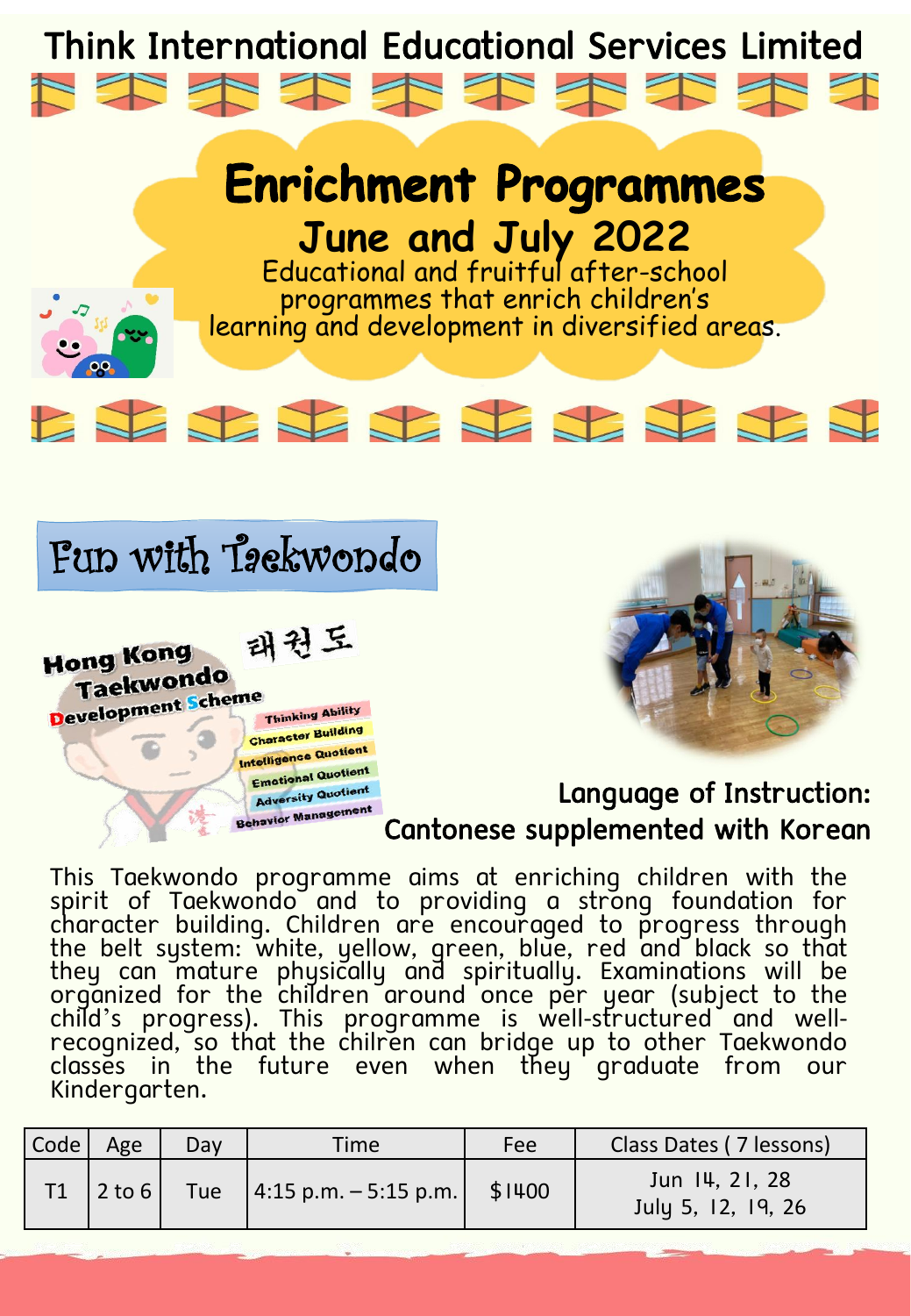# Think International Educational Services Limited

## Enrichment Programmes

### June and July 2022

Educational and fruitful after-school programmes that enrich children's learning and development in diversified areas.

## Fun with Taekwondo

Hong Kong Taekwondo Development Scheme

태권도

- Thinking Ability
- Character Building
- Intelligence Quotient
- Emotional Quotient
- Adversity Quotient
- Behavior Management

**Language of Instruction: Cantonese supplemented with Korean**

This Taekwondo programme aims at enriching children with the spirit of Taekwondo and to providing a strong foundation for character building. Children are encouraged to progress through the belt system: white, yellow, green, blue, red and black so that they can mature physically and spiritually. Examinations will be organized for the children around once per year (subject to the child's progress). This programme is well-structured and well-recognized, so that the chilren can bridge up to other Taekwondo classes in the future even when they graduate from our Kindergarten.

| Code | Age | Day | Time | Fee | Class Dates ( 7 lessons) |
|---|---|---|---|---|---|
| T1 | 2 to 6 | Tue | 4:15 p.m. – 5:15 p.m. | $1400 | Jun 14, 21, 28<br>July 5, 12, 19, 26 |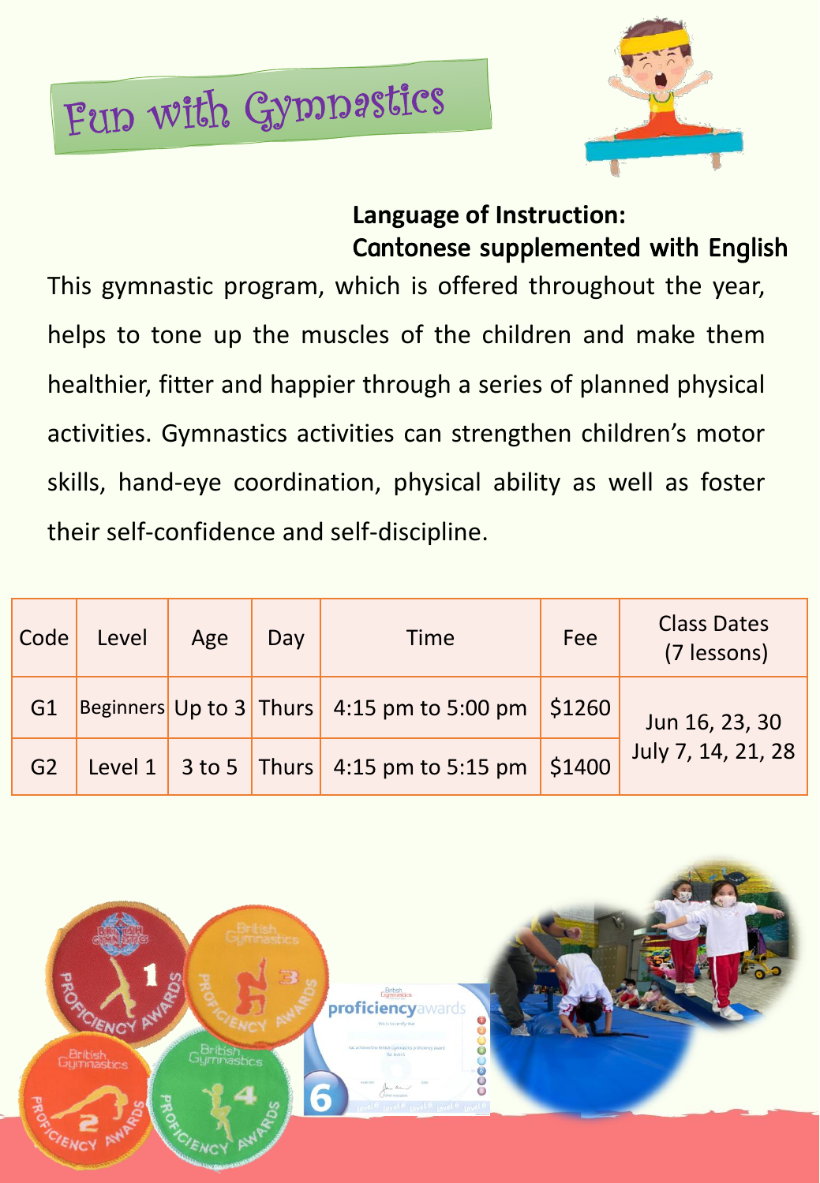# Fun with Gymnastics

**Language of Instruction:**
**Cantonese supplemented with English**

This gymnastic program, which is offered throughout the year, helps to tone up the muscles of the children and make them healthier, fitter and happier through a series of planned physical activities. Gymnastics activities can strengthen children's motor skills, hand-eye coordination, physical ability as well as foster their self-confidence and self-discipline.

| Code | Level | Age | Day | Time | Fee | Class Dates (7 lessons) |
|---|---|---|---|---|---|---|
| G1 | Beginners | Up to 3 | Thurs | 4:15 pm to 5:00 pm | $1260 | Jun 16, 23, 30<br>July 7, 14, 21, 28 |
| G2 | Level 1 | 3 to 5 | Thurs | 4:15 pm to 5:15 pm | $1400 | |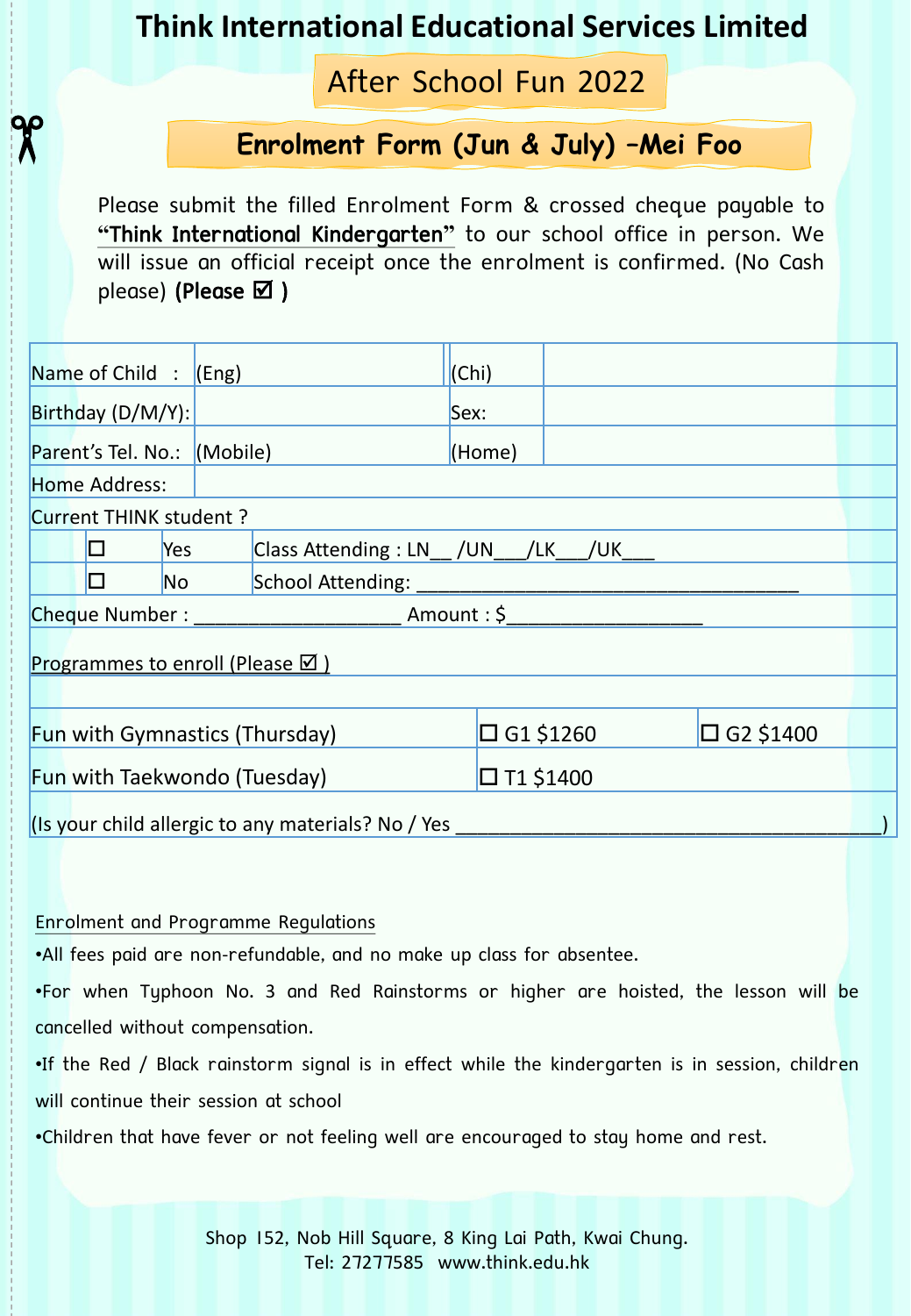# Think International Educational Services Limited

## After School Fun 2022

## Enrolment Form (Jun & July) –Mei Foo

Please submit the filled Enrolment Form & crossed cheque payable to **"Think International Kindergarten"** to our school office in person. We will issue an official receipt once the enrolment is confirmed. (No Cash please) **(Please ☑ )**

| | | | | | |
|---|---|---|---|---|---|
| Name of Child : | | (Eng) | | (Chi) | |
| Birthday (D/M/Y): | | | | Sex: | |
| Parent's Tel. No.: | | (Mobile) | | (Home) | |
| Home Address: | | | | | |
| Current THINK student ? | | | | | |
| | ☐ | Yes | Class Attending : LN__ /UN___/LK___/UK___ | | |
| | ☐ | No | School Attending: ___________________________________ | | |
| Cheque Number : __________________ Amount : $_________________ | | | | | |
| Programmes to enroll (Please ☑ ) | | | | | |
| | | | | | |
| Fun with Gymnastics (Thursday) | | | ☐ G1 $1260 | | ☐ G2 $1400 |
| Fun with Taekwondo (Tuesday) | | | ☐ T1 $1400 | | |
| (Is your child allergic to any materials? No / Yes ______________________________________) | | | | | |

Enrolment and Programme Regulations

- All fees paid are non-refundable, and no make up class for absentee.
- For when Typhoon No. 3 and Red Rainstorms or higher are hoisted, the lesson will be cancelled without compensation.
- If the Red / Black rainstorm signal is in effect while the kindergarten is in session, children will continue their session at school
- Children that have fever or not feeling well are encouraged to stay home and rest.

Shop 152, Nob Hill Square, 8 King Lai Path, Kwai Chung.
Tel: 27277585 www.think.edu.hk